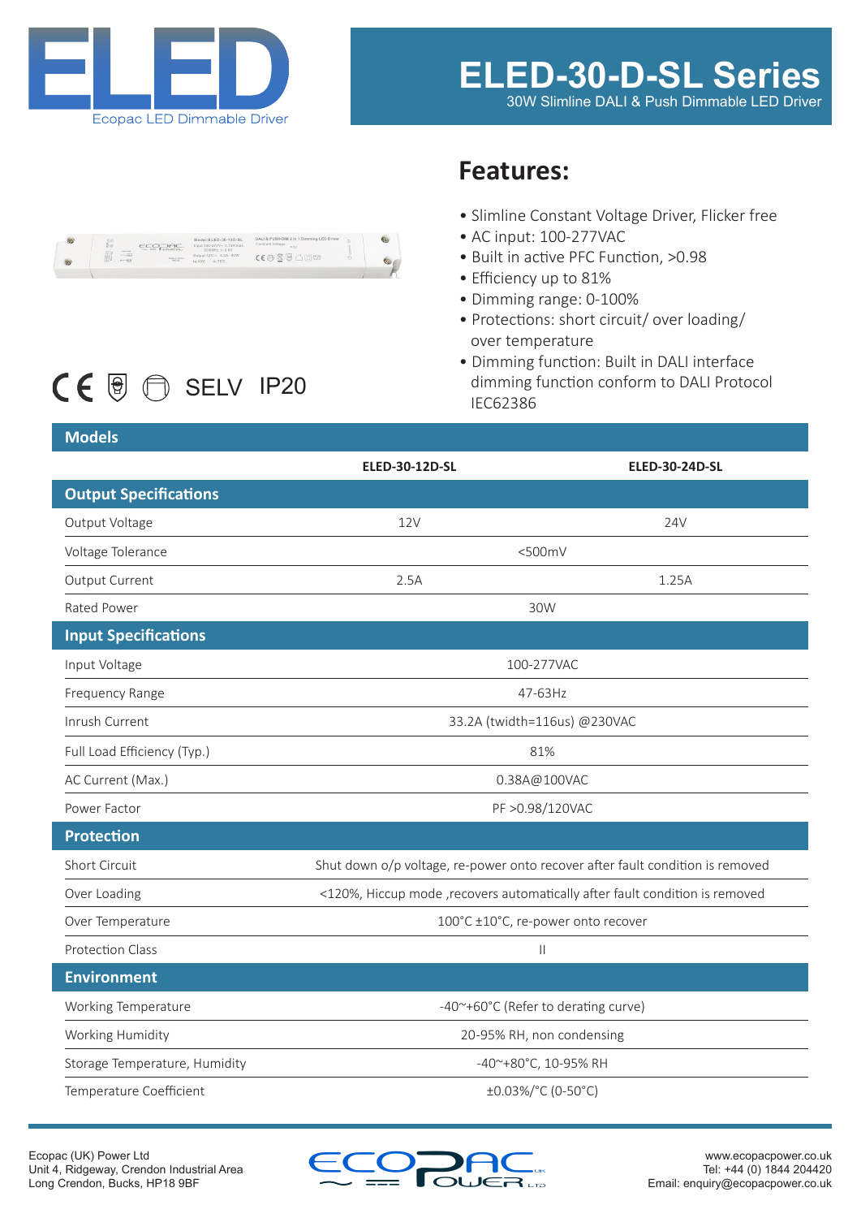# ELED

Ecopac LED Dimmable Driver

# ELED-30-D-SL Series

30W Slimline DALI & Push Dimmable LED Driver

## Features:

- Slimline Constant Voltage Driver, Flicker free
- AC input: 100-277VAC
- Built in active PFC Function, >0.98
- Efficiency up to 81%
- Dimming range: 0-100%
- Protections: short circuit/ over loading/ over temperature
- Dimming function: Built in DALI interface dimming function conform to DALI Protocol IEC62386

CE SELV IP20

| Models | ELED-30-12D-SL | ELED-30-24D-SL |
|---|---|---|
| **Output Specifications** | | |
| Output Voltage | 12V | 24V |
| Voltage Tolerance | <500mV | |
| Output Current | 2.5A | 1.25A |
| Rated Power | 30W | |
| **Input Specifications** | | |
| Input Voltage | 100-277VAC | |
| Frequency Range | 47-63Hz | |
| Inrush Current | 33.2A (twidth=116us) @230VAC | |
| Full Load Efficiency (Typ.) | 81% | |
| AC Current (Max.) | 0.38A@100VAC | |
| Power Factor | PF >0.98/120VAC | |
| **Protection** | | |
| Short Circuit | Shut down o/p voltage, re-power onto recover after fault condition is removed | |
| Over Loading | <120%, Hiccup mode ,recovers automatically after fault condition is removed | |
| Over Temperature | 100°C ±10°C, re-power onto recover | |
| Protection Class | II | |
| **Environment** | | |
| Working Temperature | -40~+60°C (Refer to derating curve) | |
| Working Humidity | 20-95% RH, non condensing | |
| Storage Temperature, Humidity | -40~+80°C, 10-95% RH | |
| Temperature Coefficient | ±0.03%/°C (0-50°C) | |

Ecopac (UK) Power Ltd
Unit 4, Ridgeway, Crendon Industrial Area
Long Crendon, Bucks, HP18 9BF

www.ecopacpower.co.uk
Tel: +44 (0) 1844 204420
Email: enquiry@ecopacpower.co.uk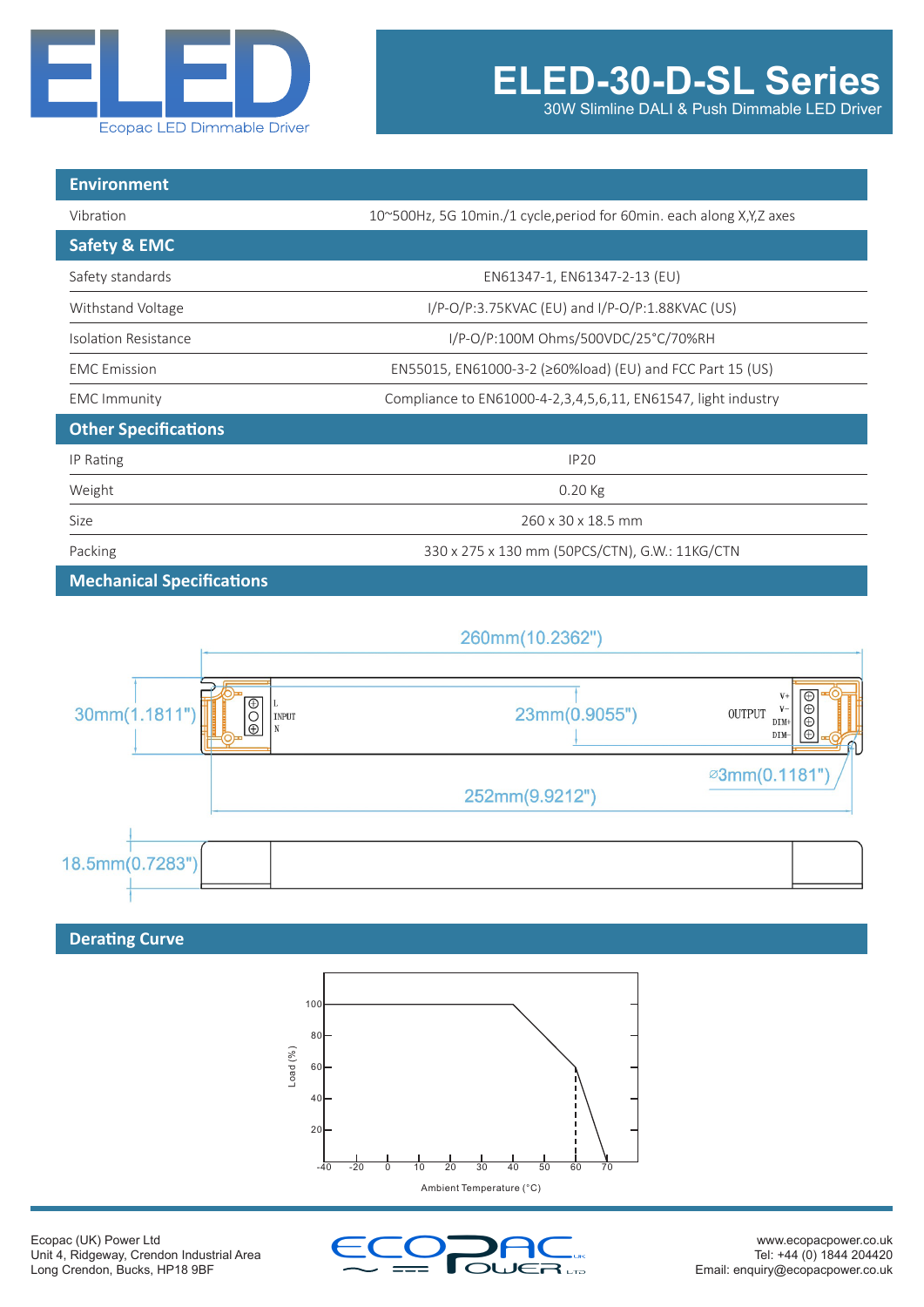# ELED-30-D-SL Series

30W Slimline DALI & Push Dimmable LED Driver

## Environment

| | |
|---|---|
| Vibration | 10~500Hz, 5G 10min./1 cycle,period for 60min. each along X,Y,Z axes |

## Safety & EMC

| | |
|---|---|
| Safety standards | EN61347-1, EN61347-2-13 (EU) |
| Withstand Voltage | I/P-O/P:3.75KVAC (EU) and I/P-O/P:1.88KVAC (US) |
| Isolation Resistance | I/P-O/P:100M Ohms/500VDC/25°C/70%RH |
| EMC Emission | EN55015, EN61000-3-2 (≥60%load) (EU) and FCC Part 15 (US) |
| EMC Immunity | Compliance to EN61000-4-2,3,4,5,6,11, EN61547, light industry |

## Other Specifications

| | |
|---|---|
| IP Rating | IP20 |
| Weight | 0.20 Kg |
| Size | 260 x 30 x 18.5 mm |
| Packing | 330 x 275 x 130 mm (50PCS/CTN), G.W.: 11KG/CTN |

## Mechanical Specifications

260mm(10.2362")

30mm(1.1811")

23mm(0.9055")

⌀3mm(0.1181")

252mm(9.9212")

18.5mm(0.7283")

INPUT: L, N

OUTPUT: V+, V-, DIM+, DIM-

## Derating Curve

Load (%) vs Ambient Temperature (°C): 100% load from -40°C to 40°C, derating linearly to 60% at 60°C, then to 0% at 70°C.

Ecopac (UK) Power Ltd
Unit 4, Ridgeway, Crendon Industrial Area
Long Crendon, Bucks, HP18 9BF

www.ecopacpower.co.uk
Tel: +44 (0) 1844 204420
Email: enquiry@ecopacpower.co.uk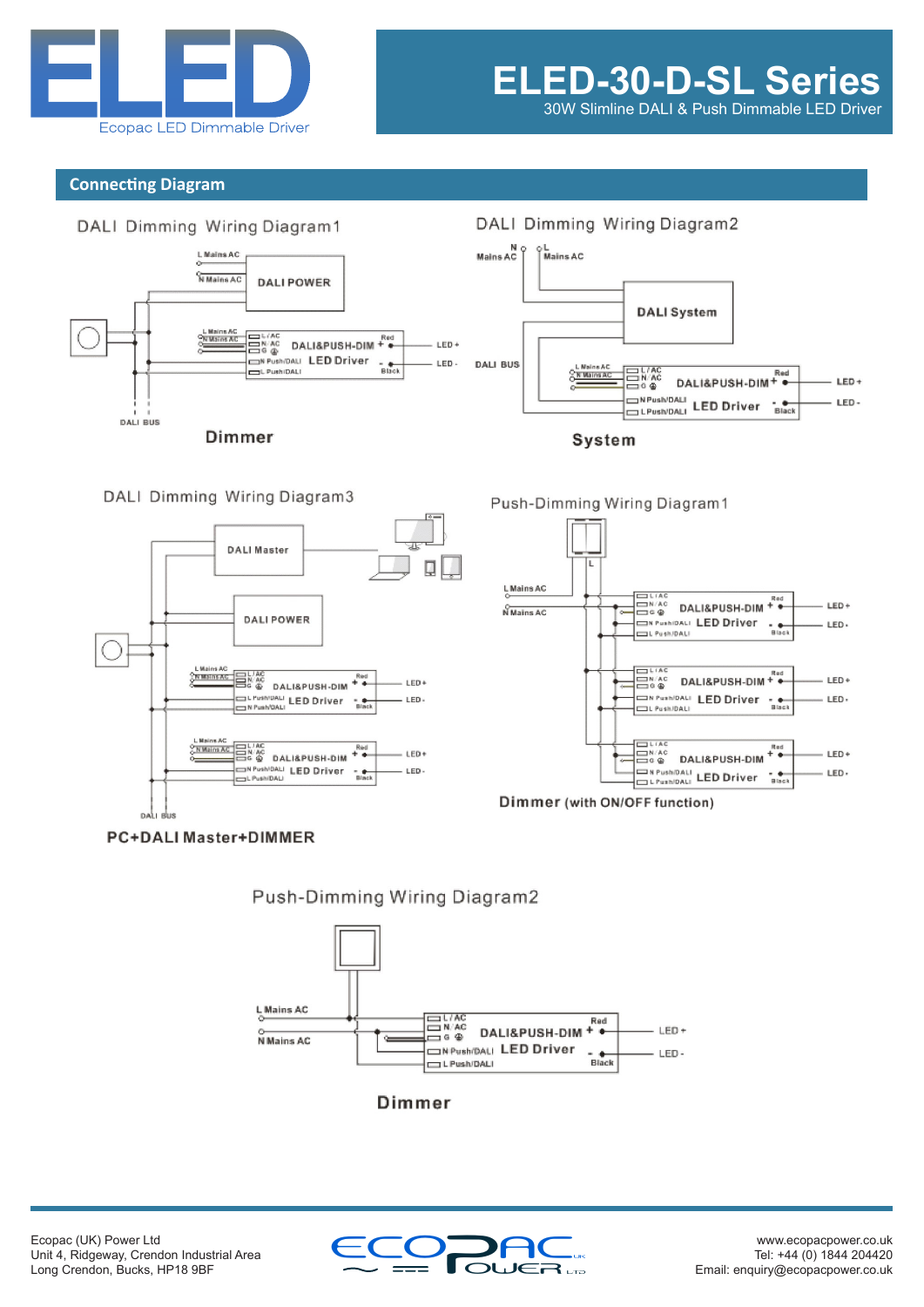# ELED-30-D-SL Series

30W Slimline DALI & Push Dimmable LED Driver

## Connecting Diagram

DALI Dimming Wiring Diagram1

L Mains AC
N Mains AC
DALI POWER
L Mains AC
N Mains AC
L / AC
N / AC
G
N Push/DALI
L Push/DALI
DALI&PUSH-DIM
LED Driver
Red
Black
LED +
LED -
DALI BUS
Dimmer

DALI Dimming Wiring Diagram2

N Mains AC
L Mains AC
DALI System
DALI BUS
L Mains AC
N Mains AC
L / AC
N / AC
G
N Push/DALI
L Push/DALI
DALI&PUSH-DIM
LED Driver
Red
Black
LED +
LED -
System

DALI Dimming Wiring Diagram3

DALI Master
DALI POWER
L Mains AC
N Mains AC
L / AC
N / AC
G
L Push/DALI
N Push/DALI
DALI&PUSH-DIM
LED Driver
Red
Black
LED +
LED -
L Mains AC
N Mains AC
L / AC
N / AC
G
N Push/DALI
L Push/DALI
DALI&PUSH-DIM
LED Driver
Red
Black
LED +
LED -
DALI BUS
PC+DALI Master+DIMMER

Push-Dimming Wiring Diagram1

L
L Mains AC
N Mains AC
L / AC
N / AC
G
N Push/DALI
L Push/DALI
DALI&PUSH-DIM
LED Driver
Red
Black
LED +
LED -
Dimmer (with ON/OFF function)

Push-Dimming Wiring Diagram2

L Mains AC
N Mains AC
L / AC
N / AC
G
N Push/DALI
L Push/DALI
DALI&PUSH-DIM
LED Driver
Red
Black
LED +
LED -
Dimmer

Ecopac (UK) Power Ltd
Unit 4, Ridgeway, Crendon Industrial Area
Long Crendon, Bucks, HP18 9BF

www.ecopacpower.co.uk
Tel: +44 (0) 1844 204420
Email: enquiry@ecopacpower.co.uk